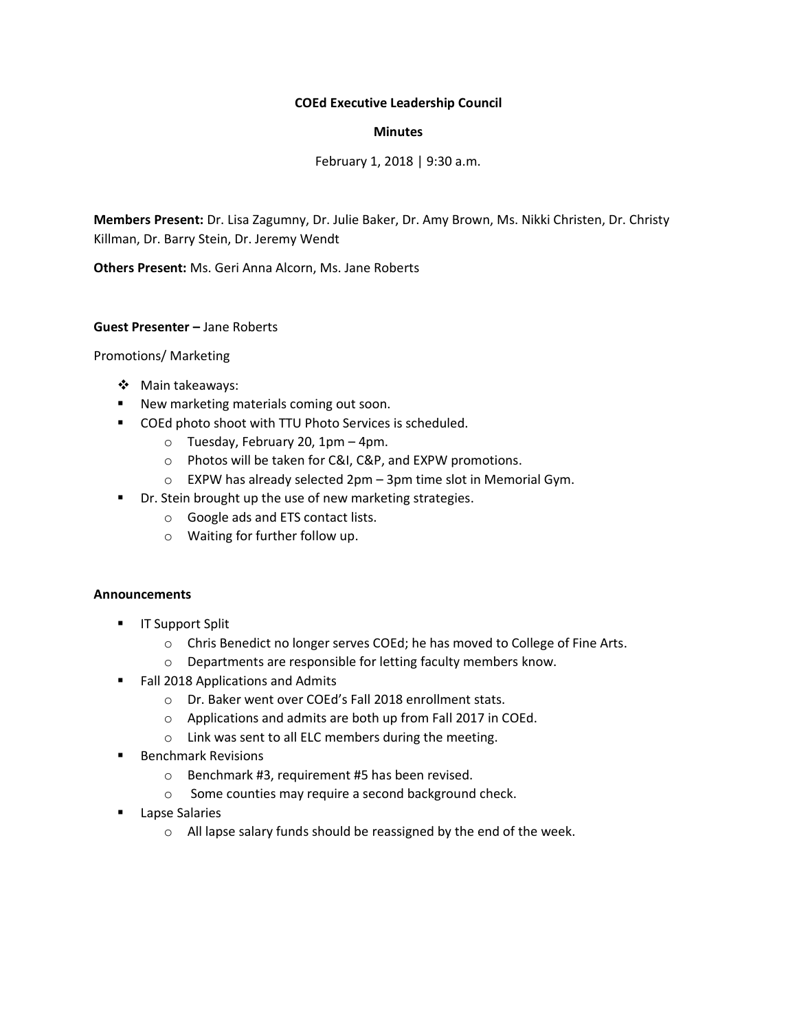**COEd Executive Leadership Council**

**Minutes**

February 1, 2018 | 9:30 a.m.

**Members Present:** Dr. Lisa Zagumny, Dr. Julie Baker, Dr. Amy Brown, Ms. Nikki Christen, Dr. Christy Killman, Dr. Barry Stein, Dr. Jeremy Wendt

**Others Present:** Ms. Geri Anna Alcorn, Ms. Jane Roberts

**Guest Presenter –** Jane Roberts

Promotions/ Marketing

- Main takeaways:
- New marketing materials coming out soon.
- COEd photo shoot with TTU Photo Services is scheduled.
  - Tuesday, February 20, 1pm – 4pm.
  - Photos will be taken for C&I, C&P, and EXPW promotions.
  - EXPW has already selected 2pm – 3pm time slot in Memorial Gym.
- Dr. Stein brought up the use of new marketing strategies.
  - Google ads and ETS contact lists.
  - Waiting for further follow up.

**Announcements**

- IT Support Split
  - Chris Benedict no longer serves COEd; he has moved to College of Fine Arts.
  - Departments are responsible for letting faculty members know.
- Fall 2018 Applications and Admits
  - Dr. Baker went over COEd's Fall 2018 enrollment stats.
  - Applications and admits are both up from Fall 2017 in COEd.
  - Link was sent to all ELC members during the meeting.
- Benchmark Revisions
  - Benchmark #3, requirement #5 has been revised.
  - Some counties may require a second background check.
- Lapse Salaries
  - All lapse salary funds should be reassigned by the end of the week.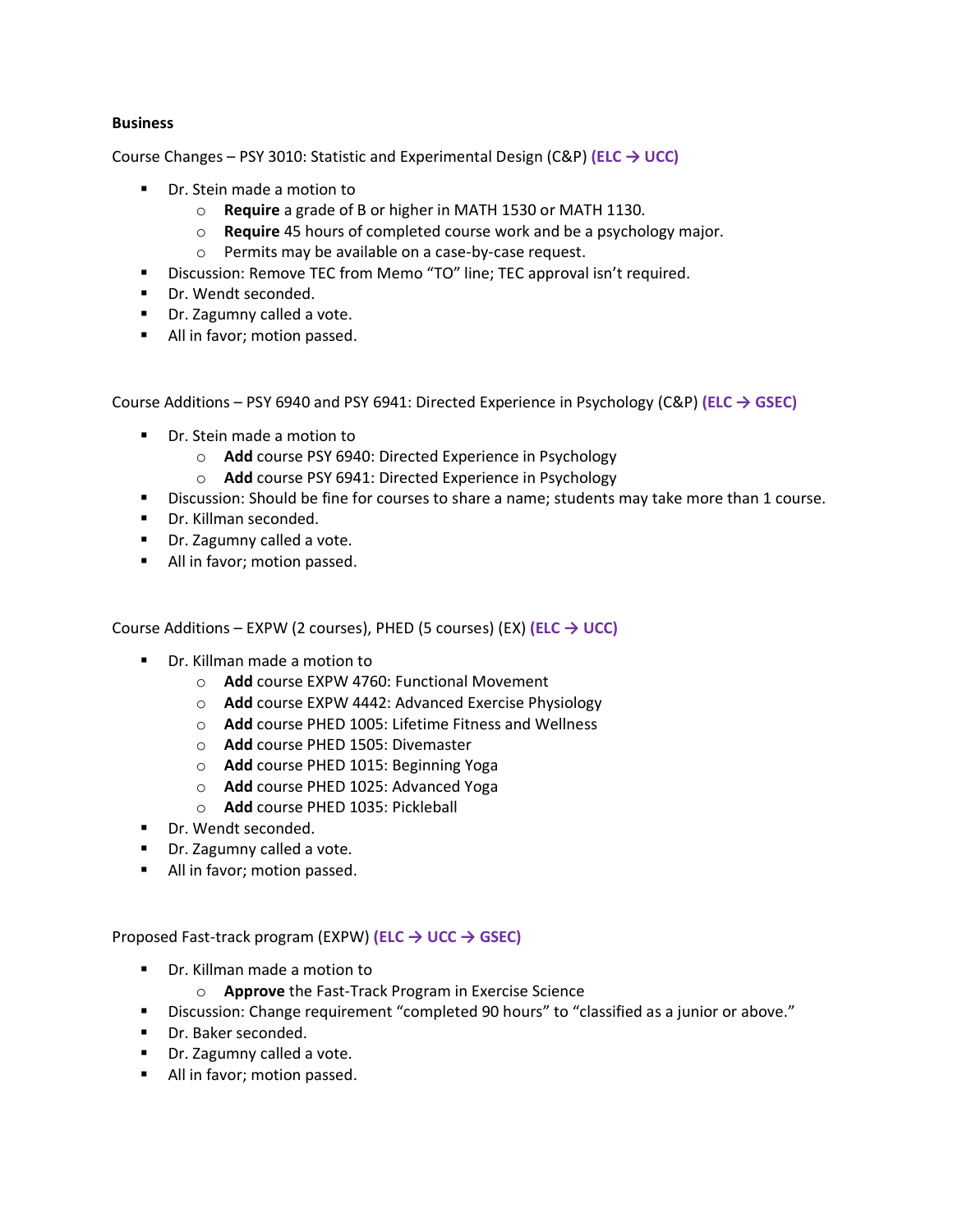**Business**

Course Changes – PSY 3010: Statistic and Experimental Design (C&P) **(ELC → UCC)**

- Dr. Stein made a motion to
  - **Require** a grade of B or higher in MATH 1530 or MATH 1130.
  - **Require** 45 hours of completed course work and be a psychology major.
  - Permits may be available on a case-by-case request.
- Discussion: Remove TEC from Memo “TO” line; TEC approval isn’t required.
- Dr. Wendt seconded.
- Dr. Zagumny called a vote.
- All in favor; motion passed.

Course Additions – PSY 6940 and PSY 6941: Directed Experience in Psychology (C&P) **(ELC → GSEC)**

- Dr. Stein made a motion to
  - **Add** course PSY 6940: Directed Experience in Psychology
  - **Add** course PSY 6941: Directed Experience in Psychology
- Discussion: Should be fine for courses to share a name; students may take more than 1 course.
- Dr. Killman seconded.
- Dr. Zagumny called a vote.
- All in favor; motion passed.

Course Additions – EXPW (2 courses), PHED (5 courses) (EX) **(ELC → UCC)**

- Dr. Killman made a motion to
  - **Add** course EXPW 4760: Functional Movement
  - **Add** course EXPW 4442: Advanced Exercise Physiology
  - **Add** course PHED 1005: Lifetime Fitness and Wellness
  - **Add** course PHED 1505: Divemaster
  - **Add** course PHED 1015: Beginning Yoga
  - **Add** course PHED 1025: Advanced Yoga
  - **Add** course PHED 1035: Pickleball
- Dr. Wendt seconded.
- Dr. Zagumny called a vote.
- All in favor; motion passed.

Proposed Fast-track program (EXPW) **(ELC → UCC → GSEC)**

- Dr. Killman made a motion to
  - **Approve** the Fast-Track Program in Exercise Science
- Discussion: Change requirement “completed 90 hours” to “classified as a junior or above.”
- Dr. Baker seconded.
- Dr. Zagumny called a vote.
- All in favor; motion passed.